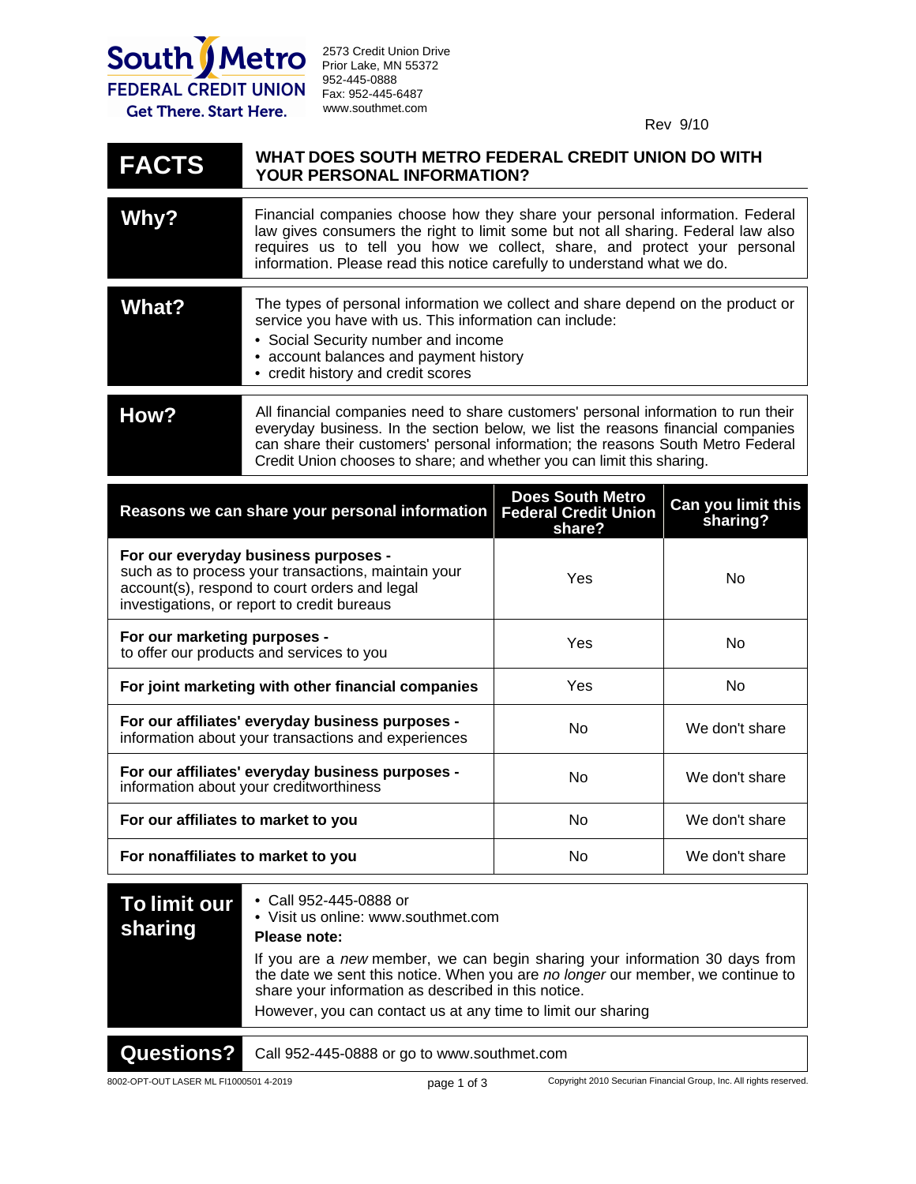South Metro FEDERAL CREDIT UNION
Get There. Start Here.

2573 Credit Union Drive
Prior Lake, MN 55372
952-445-0888
Fax: 952-445-6487
www.southmet.com

Rev 9/10

| FACTS | WHAT DOES SOUTH METRO FEDERAL CREDIT UNION DO WITH YOUR PERSONAL INFORMATION? |
|---|---|

| **Why?** | Financial companies choose how they share your personal information. Federal law gives consumers the right to limit some but not all sharing. Federal law also requires us to tell you how we collect, share, and protect your personal information. Please read this notice carefully to understand what we do. |
|---|---|
| **What?** | The types of personal information we collect and share depend on the product or service you have with us. This information can include:<br>• Social Security number and income<br>• account balances and payment history<br>• credit history and credit scores |
| **How?** | All financial companies need to share customers' personal information to run their everyday business. In the section below, we list the reasons financial companies can share their customers' personal information; the reasons South Metro Federal Credit Union chooses to share; and whether you can limit this sharing. |

| Reasons we can share your personal information | Does South Metro Federal Credit Union share? | Can you limit this sharing? |
|---|---|---|
| **For our everyday business purposes -** such as to process your transactions, maintain your account(s), respond to court orders and legal investigations, or report to credit bureaus | Yes | No |
| **For our marketing purposes -** to offer our products and services to you | Yes | No |
| **For joint marketing with other financial companies** | Yes | No |
| **For our affiliates' everyday business purposes -** information about your transactions and experiences | No | We don't share |
| **For our affiliates' everyday business purposes -** information about your creditworthiness | No | We don't share |
| **For our affiliates to market to you** | No | We don't share |
| **For nonaffiliates to market to you** | No | We don't share |

| **To limit our sharing** | • Call 952-445-0888 or<br>• Visit us online: www.southmet.com<br>**Please note:**<br>If you are a *new* member, we can begin sharing your information 30 days from the date we sent this notice. When you are *no longer* our member, we continue to share your information as described in this notice.<br>However, you can contact us at any time to limit our sharing |
|---|---|
| **Questions?** | Call 952-445-0888 or go to www.southmet.com |

8002-OPT-OUT LASER ML FI1000501 4-2019

Copyright 2010 Securian Financial Group, Inc. All rights reserved.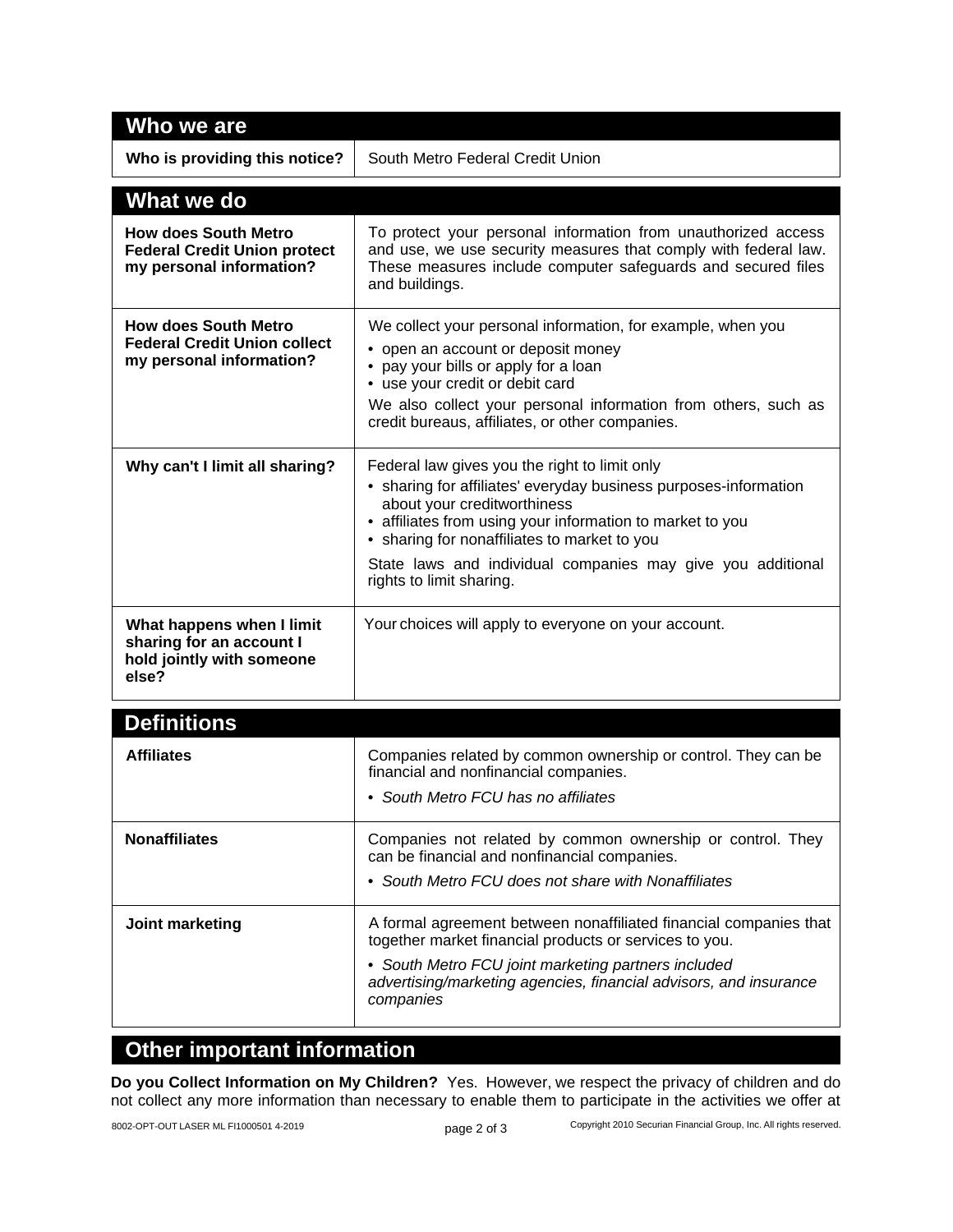## Who we are

| | |
|---|---|
| **Who is providing this notice?** | South Metro Federal Credit Union |

## What we do

| | |
|---|---|
| **How does South Metro Federal Credit Union protect my personal information?** | To protect your personal information from unauthorized access and use, we use security measures that comply with federal law. These measures include computer safeguards and secured files and buildings. |
| **How does South Metro Federal Credit Union collect my personal information?** | We collect your personal information, for example, when you<br>• open an account or deposit money<br>• pay your bills or apply for a loan<br>• use your credit or debit card<br>We also collect your personal information from others, such as credit bureaus, affiliates, or other companies. |
| **Why can't I limit all sharing?** | Federal law gives you the right to limit only<br>• sharing for affiliates' everyday business purposes-information about your creditworthiness<br>• affiliates from using your information to market to you<br>• sharing for nonaffiliates to market to you<br>State laws and individual companies may give you additional rights to limit sharing. |
| **What happens when I limit sharing for an account I hold jointly with someone else?** | Your choices will apply to everyone on your account. |

## Definitions

| | |
|---|---|
| **Affiliates** | Companies related by common ownership or control. They can be financial and nonfinancial companies.<br>• *South Metro FCU has no affiliates* |
| **Nonaffiliates** | Companies not related by common ownership or control. They can be financial and nonfinancial companies.<br>• *South Metro FCU does not share with Nonaffiliates* |
| **Joint marketing** | A formal agreement between nonaffiliated financial companies that together market financial products or services to you.<br>• *South Metro FCU joint marketing partners included advertising/marketing agencies, financial advisors, and insurance companies* |

## Other important information

**Do you Collect Information on My Children?** Yes. However, we respect the privacy of children and do not collect any more information than necessary to enable them to participate in the activities we offer at

8002-OPT-OUT LASER ML FI1000501 4-2019

Copyright 2010 Securian Financial Group, Inc. All rights reserved.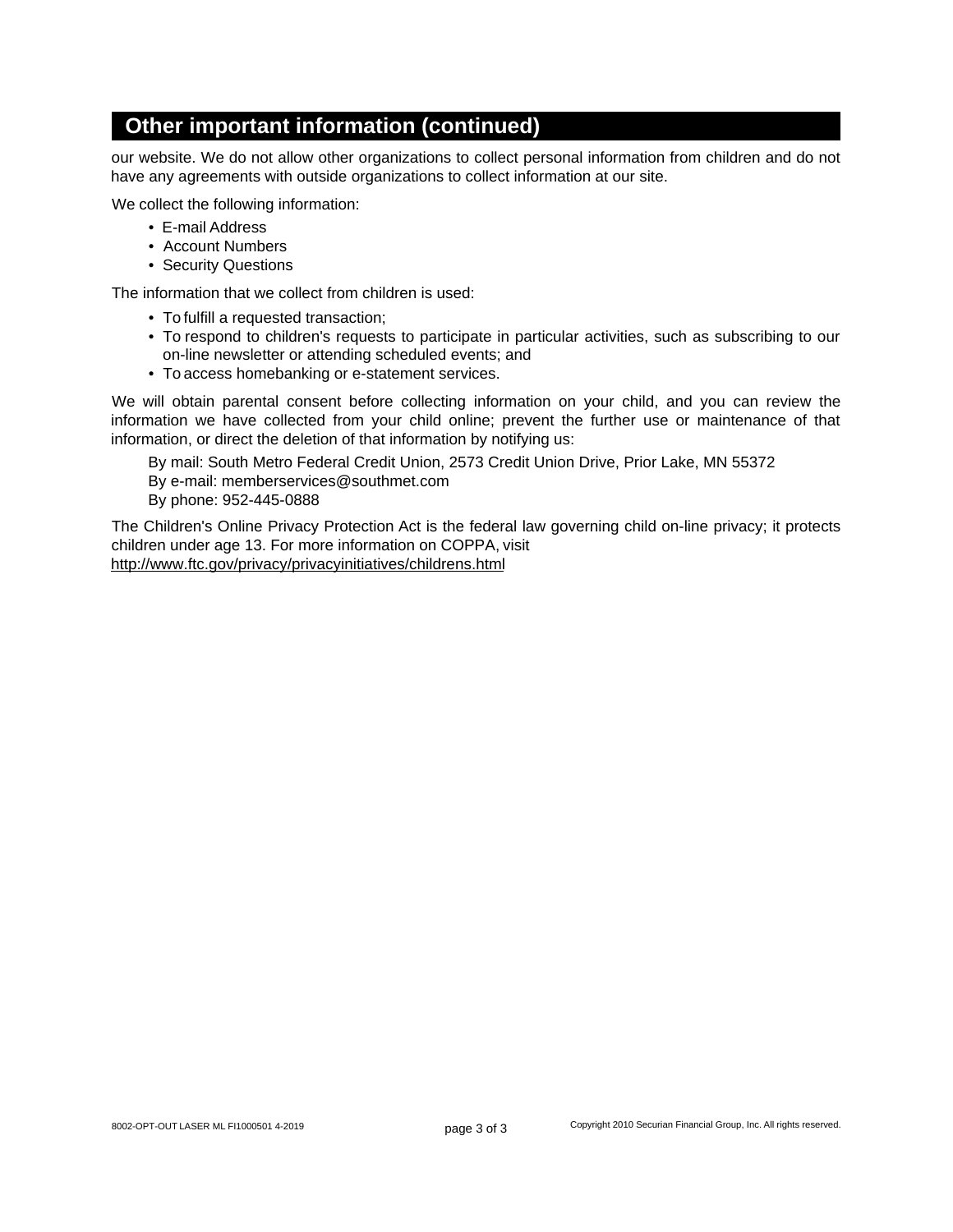## Other important information (continued)

our website. We do not allow other organizations to collect personal information from children and do not have any agreements with outside organizations to collect information at our site.

We collect the following information:

- E-mail Address
- Account Numbers
- Security Questions

The information that we collect from children is used:

- To fulfill a requested transaction;
- To respond to children's requests to participate in particular activities, such as subscribing to our on-line newsletter or attending scheduled events; and
- To access homebanking or e-statement services.

We will obtain parental consent before collecting information on your child, and you can review the information we have collected from your child online; prevent the further use or maintenance of that information, or direct the deletion of that information by notifying us:

By mail: South Metro Federal Credit Union, 2573 Credit Union Drive, Prior Lake, MN 55372
By e-mail: memberservices@southmet.com
By phone: 952-445-0888

The Children's Online Privacy Protection Act is the federal law governing child on-line privacy; it protects children under age 13. For more information on COPPA, visit
http://www.ftc.gov/privacy/privacyinitiatives/childrens.html

8002-OPT-OUT LASER ML FI1000501 4-2019

Copyright 2010 Securian Financial Group, Inc. All rights reserved.